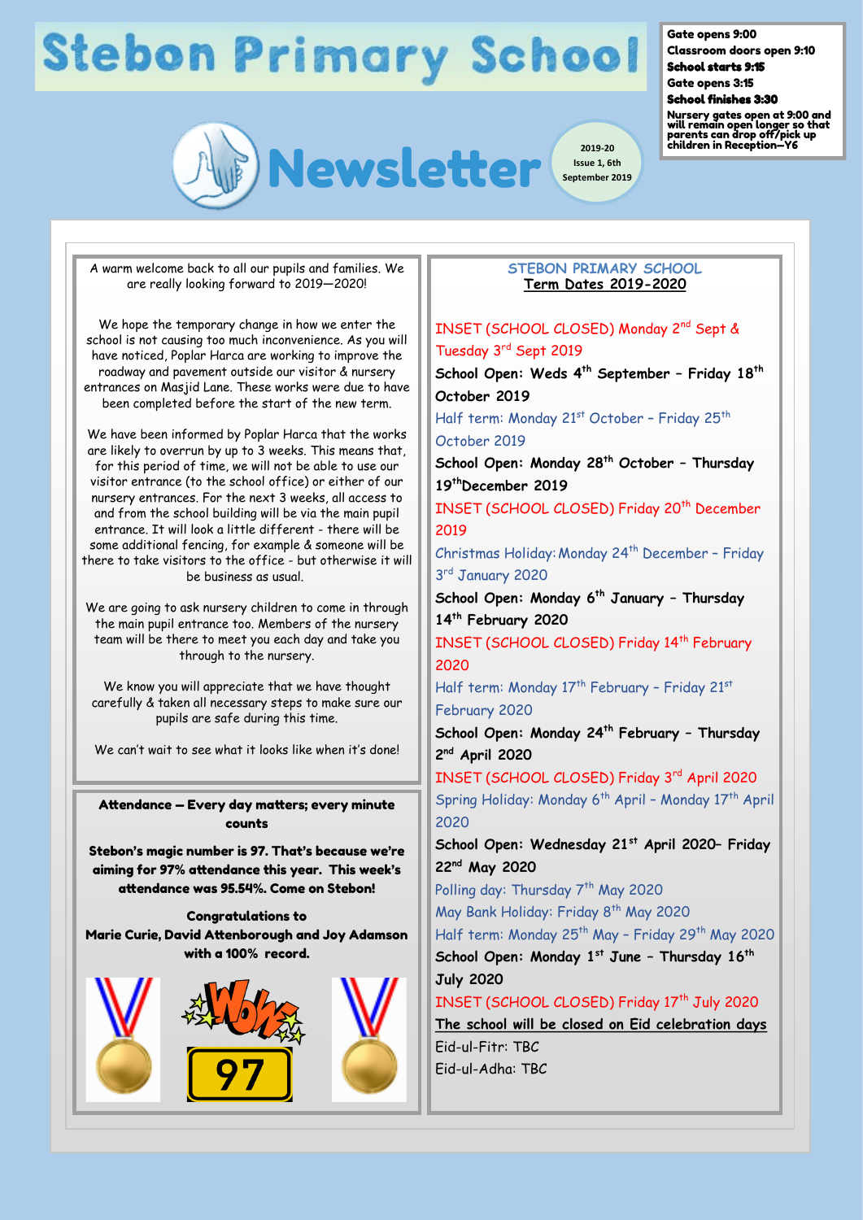# Stebon Primary School

# Newsletter

2019-20
Issue 1, 6th September 2019

**Gate opens 9:00**
**Classroom doors open 9:10**
**School starts 9:15**
**Gate opens 3:15**
**School finishes 3:30**
**Nursery gates open at 9:00 and will remain open longer so that parents can drop off/pick up children in Reception—Y6**

A warm welcome back to all our pupils and families. We are really looking forward to 2019—2020!

We hope the temporary change in how we enter the school is not causing too much inconvenience. As you will have noticed, Poplar Harca are working to improve the roadway and pavement outside our visitor & nursery entrances on Masjid Lane. These works were due to have been completed before the start of the new term.

We have been informed by Poplar Harca that the works are likely to overrun by up to 3 weeks. This means that, for this period of time, we will not be able to use our visitor entrance (to the school office) or either of our nursery entrances. For the next 3 weeks, all access to and from the school building will be via the main pupil entrance. It will look a little different - there will be some additional fencing, for example & someone will be there to take visitors to the office - but otherwise it will be business as usual.

We are going to ask nursery children to come in through the main pupil entrance too. Members of the nursery team will be there to meet you each day and take you through to the nursery.

We know you will appreciate that we have thought carefully & taken all necessary steps to make sure our pupils are safe during this time.

We can't wait to see what it looks like when it's done!

**Attendance – Every day matters; every minute counts**

**Stebon's magic number is 97. That's because we're aiming for 97% attendance this year. This week's attendance was 95.54%. Come on Stebon!**

**Congratulations to**
**Marie Curie, David Attenborough and Joy Adamson with a 100% record.**

WOW
97

## STEBON PRIMARY SCHOOL
## Term Dates 2019-2020

INSET (SCHOOL CLOSED) Monday 2nd Sept & Tuesday 3rd Sept 2019

**School Open: Weds 4th September – Friday 18th October 2019**

Half term: Monday 21st October – Friday 25th October 2019

**School Open: Monday 28th October – Thursday 19th December 2019**

INSET (SCHOOL CLOSED) Friday 20th December 2019

Christmas Holiday: Monday 24th December – Friday 3rd January 2020

**School Open: Monday 6th January – Thursday 14th February 2020**

INSET (SCHOOL CLOSED) Friday 14th February 2020

Half term: Monday 17th February – Friday 21st February 2020

**School Open: Monday 24th February – Thursday 2nd April 2020**

INSET (SCHOOL CLOSED) Friday 3rd April 2020

Spring Holiday: Monday 6th April – Monday 17th April 2020

**School Open: Wednesday 21st April 2020– Friday 22nd May 2020**

Polling day: Thursday 7th May 2020

May Bank Holiday: Friday 8th May 2020

Half term: Monday 25th May – Friday 29th May 2020

**School Open: Monday 1st June – Thursday 16th July 2020**

INSET (SCHOOL CLOSED) Friday 17th July 2020

The school will be closed on Eid celebration days

Eid-ul-Fitr: TBC

Eid-ul-Adha: TBC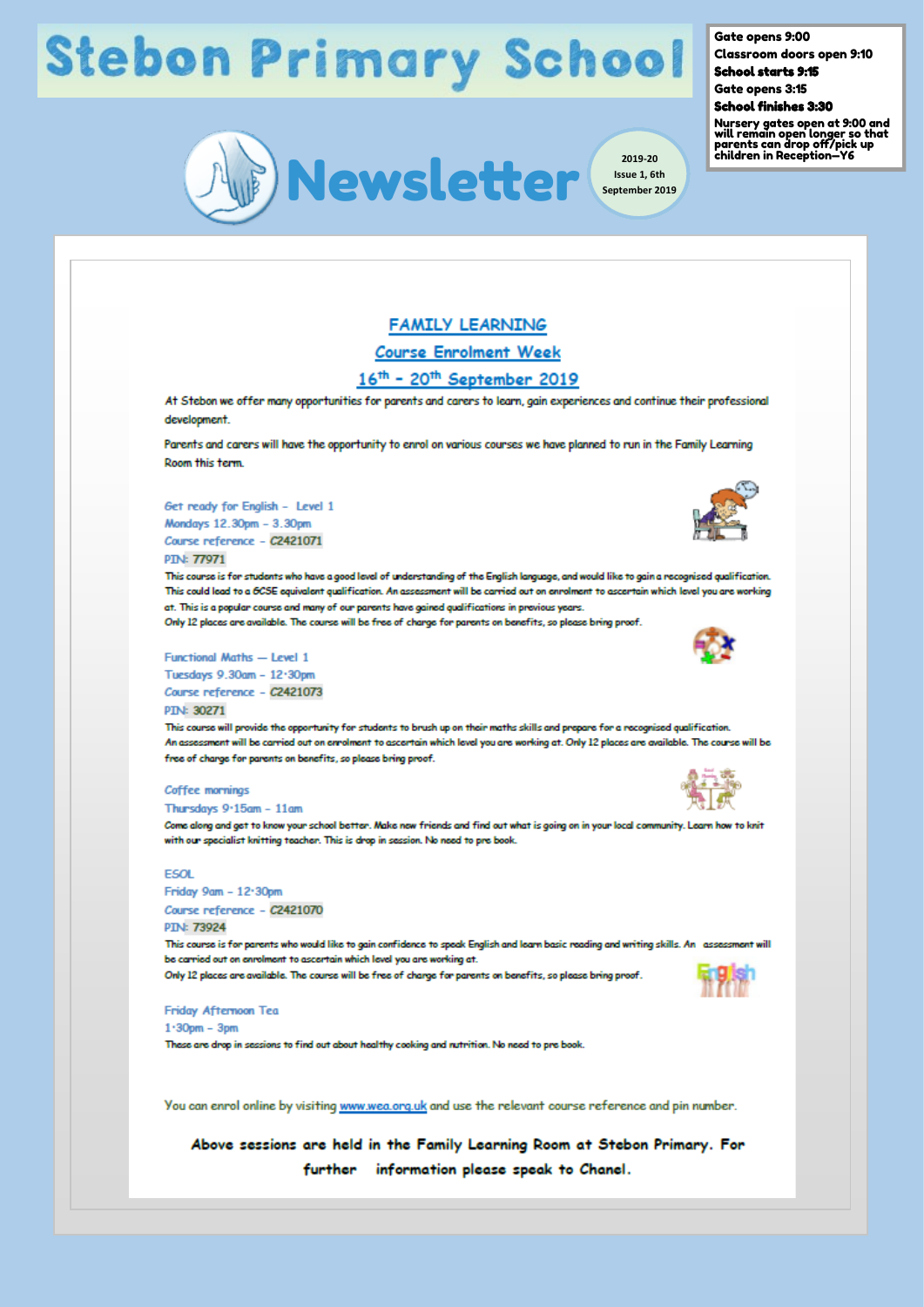# Stebon Primary School

Gate opens 9:00
Classroom doors open 9:10
**School starts 9:15**
Gate opens 3:15
**School finishes 3:30**
Nursery gates open at 9:00 and will remain open longer so that parents can drop off/pick up children in Reception—Y6

# Newsletter

2019-20
Issue 1, 6th September 2019

## FAMILY LEARNING

## Course Enrolment Week

## 16th – 20th September 2019

At Stebon we offer many opportunities for parents and carers to learn, gain experiences and continue their professional development.

Parents and carers will have the opportunity to enrol on various courses we have planned to run in the Family Learning Room this term.

**Get ready for English – Level 1**
Mondays 12.30pm – 3.30pm
Course reference – C2421071
PIN: 77971

This course is for students who have a good level of understanding of the English language, and would like to gain a recognised qualification. This could lead to a GCSE equivalent qualification. An assessment will be carried out on enrolment to ascertain which level you are working at. This is a popular course and many of our parents have gained qualifications in previous years.
Only 12 places are available. The course will be free of charge for parents on benefits, so please bring proof.

**Functional Maths — Level 1**
Tuesdays 9.30am – 12·30pm
Course reference – C2421073
PIN: 30271

This course will provide the opportunity for students to brush up on their maths skills and prepare for a recognised qualification. An assessment will be carried out on enrolment to ascertain which level you are working at. Only 12 places are available. The course will be free of charge for parents on benefits, so please bring proof.

**Coffee mornings**
Thursdays 9·15am – 11am

Come along and get to know your school better. Make new friends and find out what is going on in your local community. Learn how to knit with our specialist knitting teacher. This is drop in session. No need to pre book.

**ESOL**
Friday 9am – 12·30pm
Course reference – C2421070
PIN: 73924

This course is for parents who would like to gain confidence to speak English and learn basic reading and writing skills. An assessment will be carried out on enrolment to ascertain which level you are working at.
Only 12 places are available. The course will be free of charge for parents on benefits, so please bring proof.

**Friday Afternoon Tea**
1·30pm – 3pm

These are drop in sessions to find out about healthy cooking and nutrition. No need to pre book.

You can enrol online by visiting www.wea.org.uk and use the relevant course reference and pin number.

**Above sessions are held in the Family Learning Room at Stebon Primary. For further information please speak to Chanel.**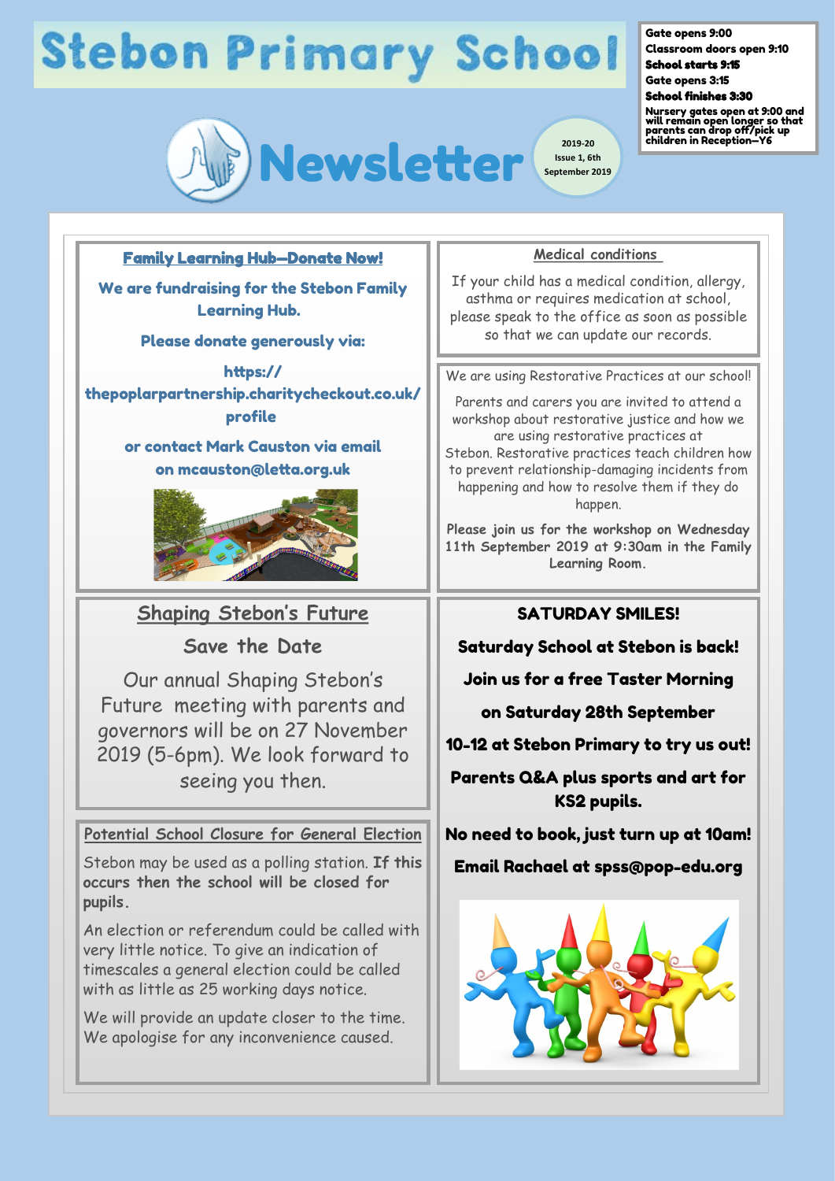# Stebon Primary School

**Gate opens 9:00**
**Classroom doors open 9:10**
**School starts 9:15**
**Gate opens 3:15**
**School finishes 3:30**
**Nursery gates open at 9:00 and will remain open longer so that parents can drop off/pick up children in Reception—Y6**

# Newsletter

2019-20
Issue 1, 6th September 2019

## Family Learning Hub—Donate Now!

**We are fundraising for the Stebon Family Learning Hub.**

**Please donate generously via:**

**https://thepoplarpartnership.charitycheckout.co.uk/profile**

**or contact Mark Causton via email on mcauston@letta.org.uk**

## Shaping Stebon's Future

### Save the Date

Our annual Shaping Stebon's Future meeting with parents and governors will be on 27 November 2019 (5-6pm). We look forward to seeing you then.

## Potential School Closure for General Election

Stebon may be used as a polling station. **If this occurs then the school will be closed for pupils.**

An election or referendum could be called with very little notice. To give an indication of timescales a general election could be called with as little as 25 working days notice.

We will provide an update closer to the time. We apologise for any inconvenience caused.

## Medical conditions

If your child has a medical condition, allergy, asthma or requires medication at school, please speak to the office as soon as possible so that we can update our records.

## We are using Restorative Practices at our school!

Parents and carers you are invited to attend a workshop about restorative justice and how we are using restorative practices at Stebon. Restorative practices teach children how to prevent relationship-damaging incidents from happening and how to resolve them if they do happen.

**Please join us for the workshop on Wednesday 11th September 2019 at 9:30am in the Family Learning Room.**

## SATURDAY SMILES!

**Saturday School at Stebon is back!**

**Join us for a free Taster Morning**

**on Saturday 28th September**

**10-12 at Stebon Primary to try us out!**

**Parents Q&A plus sports and art for KS2 pupils.**

**No need to book, just turn up at 10am!**

**Email Rachael at spss@pop-edu.org**